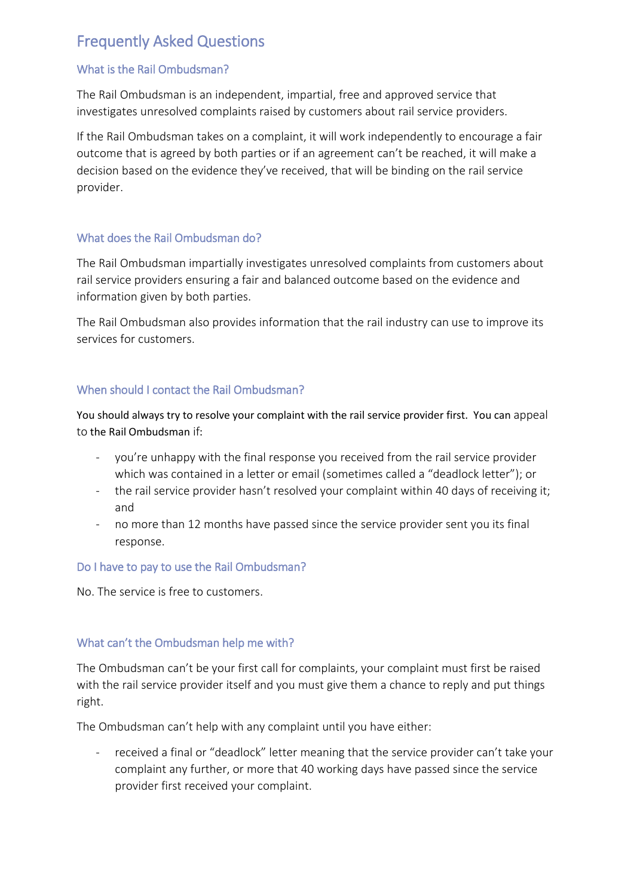# Frequently Asked Questions

## What is the Rail Ombudsman?

The Rail Ombudsman is an independent, impartial, free and approved service that investigates unresolved complaints raised by customers about rail service providers.

If the Rail Ombudsman takes on a complaint, it will work independently to encourage a fair outcome that is agreed by both parties or if an agreement can't be reached, it will make a decision based on the evidence they've received, that will be binding on the rail service provider.

## What does the Rail Ombudsman do?

The Rail Ombudsman impartially investigates unresolved complaints from customers about rail service providers ensuring a fair and balanced outcome based on the evidence and information given by both parties.

The Rail Ombudsman also provides information that the rail industry can use to improve its services for customers.

## When should I contact the Rail Ombudsman?

You should always try to resolve your complaint with the rail service provider first. You can appeal to the Rail Ombudsman if:

- you're unhappy with the final response you received from the rail service provider which was contained in a letter or email (sometimes called a "deadlock letter"); or
- the rail service provider hasn't resolved your complaint within 40 days of receiving it; and
- no more than 12 months have passed since the service provider sent you its final response.

## Do I have to pay to use the Rail Ombudsman?

No. The service is free to customers.

## What can't the Ombudsman help me with?

The Ombudsman can't be your first call for complaints, your complaint must first be raised with the rail service provider itself and you must give them a chance to reply and put things right.

The Ombudsman can't help with any complaint until you have either:

- received a final or "deadlock" letter meaning that the service provider can't take your complaint any further, or more that 40 working days have passed since the service provider first received your complaint.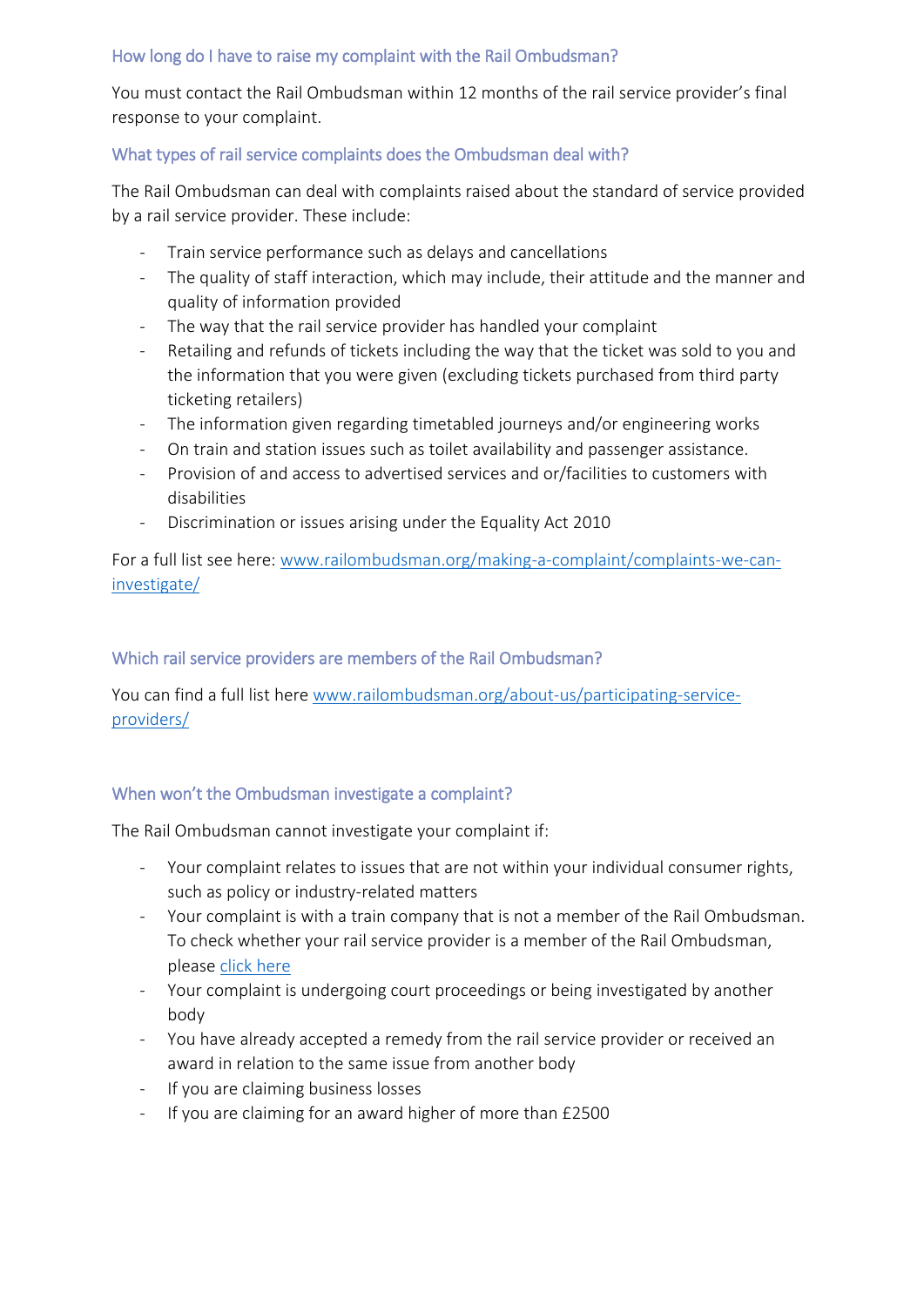### How long do I have to raise my complaint with the Rail Ombudsman?

You must contact the Rail Ombudsman within 12 months of the rail service provider's final response to your complaint.

### What types of rail service complaints does the Ombudsman deal with?

The Rail Ombudsman can deal with complaints raised about the standard of service provided by a rail service provider. These include:

- Train service performance such as delays and cancellations
- The quality of staff interaction, which may include, their attitude and the manner and quality of information provided
- The way that the rail service provider has handled your complaint
- Retailing and refunds of tickets including the way that the ticket was sold to you and the information that you were given (excluding tickets purchased from third party ticketing retailers)
- The information given regarding timetabled journeys and/or engineering works
- On train and station issues such as toilet availability and passenger assistance.
- Provision of and access to advertised services and or/facilities to customers with disabilities
- Discrimination or issues arising under the Equality Act 2010

For a full list see here: [www.railombudsman.org/making-a-complaint/complaints-we-can-investigate/](www.railombudsman.org/making-a-complaint/complaints-we-can-investigate/)

### Which rail service providers are members of the Rail Ombudsman?

You can find a full list here [www.railombudsman.org/about-us/participating-service-providers/](www.railombudsman.org/about-us/participating-service-providers/)

### When won't the Ombudsman investigate a complaint?

The Rail Ombudsman cannot investigate your complaint if:

- Your complaint relates to issues that are not within your individual consumer rights, such as policy or industry-related matters
- Your complaint is with a train company that is not a member of the Rail Ombudsman. To check whether your rail service provider is a member of the Rail Ombudsman, please click here
- Your complaint is undergoing court proceedings or being investigated by another body
- You have already accepted a remedy from the rail service provider or received an award in relation to the same issue from another body
- If you are claiming business losses
- If you are claiming for an award higher of more than £2500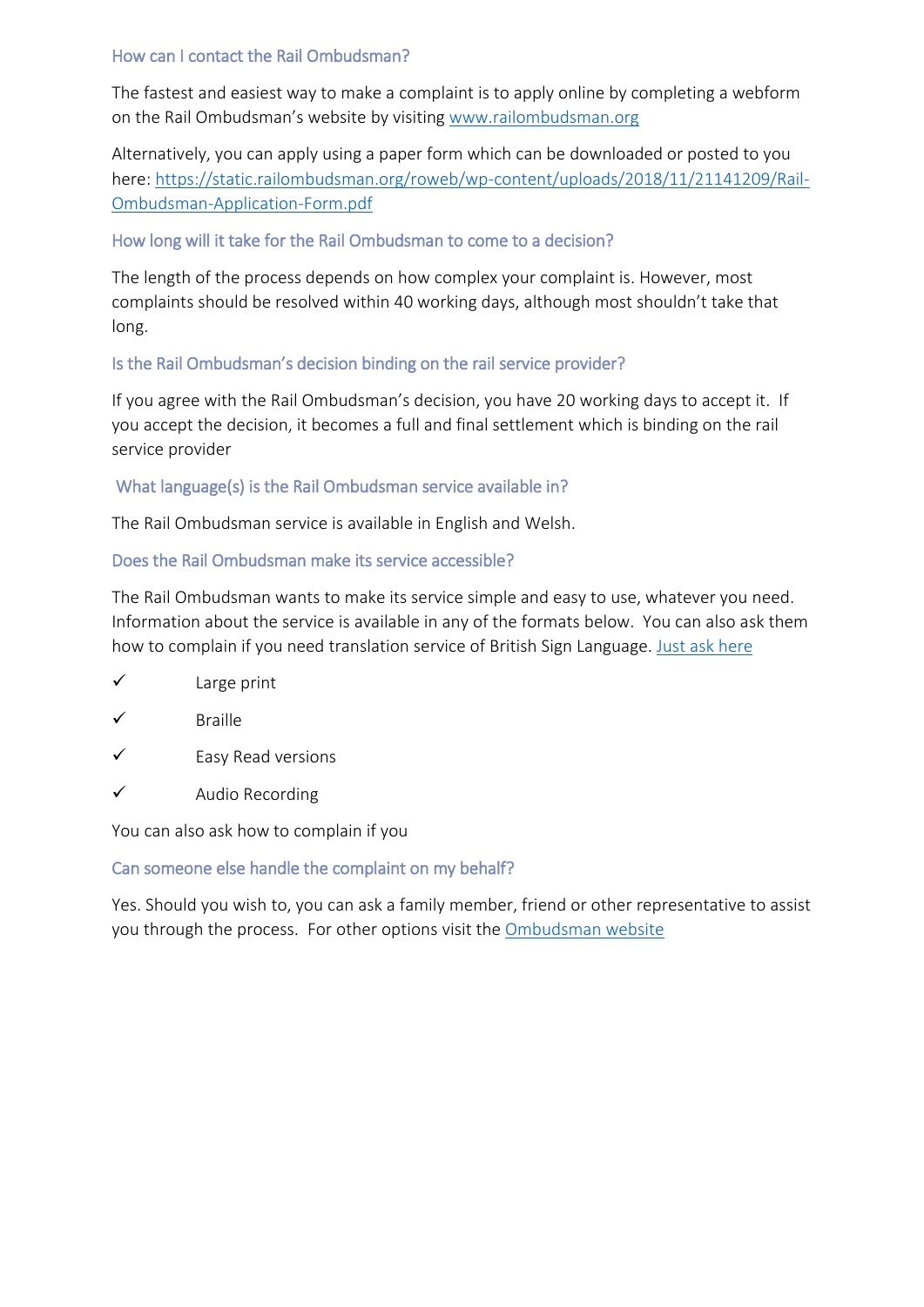### How can I contact the Rail Ombudsman?

The fastest and easiest way to make a complaint is to apply online by completing a webform on the Rail Ombudsman's website by visiting [www.railombudsman.org](www.railombudsman.org)

Alternatively, you can apply using a paper form which can be downloaded or posted to you here: [https://static.railombudsman.org/roweb/wp-content/uploads/2018/11/21141209/Rail-Ombudsman-Application-Form.pdf](https://static.railombudsman.org/roweb/wp-content/uploads/2018/11/21141209/Rail-Ombudsman-Application-Form.pdf)

### How long will it take for the Rail Ombudsman to come to a decision?

The length of the process depends on how complex your complaint is. However, most complaints should be resolved within 40 working days, although most shouldn't take that long.

### Is the Rail Ombudsman's decision binding on the rail service provider?

If you agree with the Rail Ombudsman's decision, you have 20 working days to accept it. If you accept the decision, it becomes a full and final settlement which is binding on the rail service provider

### What language(s) is the Rail Ombudsman service available in?

The Rail Ombudsman service is available in English and Welsh.

### Does the Rail Ombudsman make its service accessible?

The Rail Ombudsman wants to make its service simple and easy to use, whatever you need. Information about the service is available in any of the formats below. You can also ask them how to complain if you need translation service of British Sign Language. Just ask here

- ✓ Large print
- ✓ Braille
- ✓ Easy Read versions
- ✓ Audio Recording

You can also ask how to complain if you

### Can someone else handle the complaint on my behalf?

Yes. Should you wish to, you can ask a family member, friend or other representative to assist you through the process. For other options visit the Ombudsman website